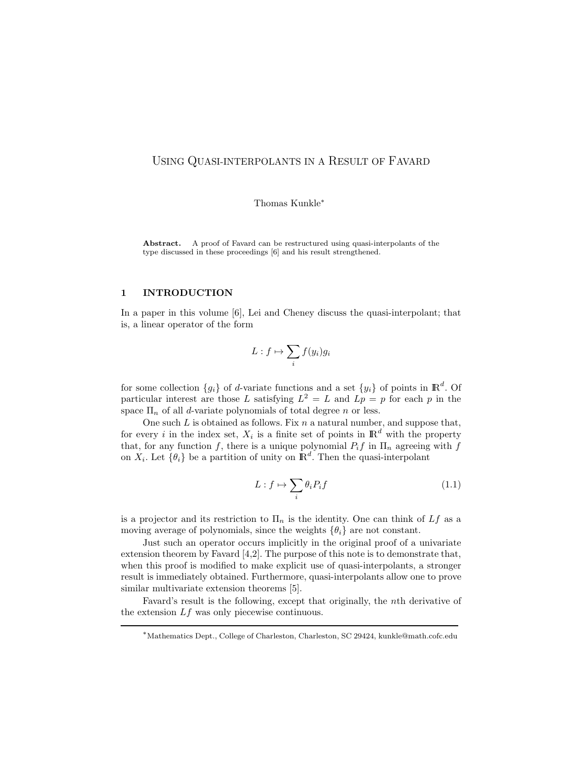# Using Quasi-interpolants in a Result of Favard

Thomas Kunkle*

**Abstract.** A proof of Favard can be restructured using quasi-interpolants of the type discussed in these proceedings [6] and his result strengthened.

## 1 INTRODUCTION

In a paper in this volume [6], Lei and Cheney discuss the quasi-interpolant; that is, a linear operator of the form

$$L : f \mapsto \sum_i f(y_i) g_i$$

for some collection $\{g_i\}$ of $d$-variate functions and a set $\{y_i\}$ of points in $\mathbb{R}^d$. Of particular interest are those $L$ satisfying $L^2 = L$ and $Lp = p$ for each $p$ in the space $\Pi_n$ of all $d$-variate polynomials of total degree $n$ or less.

One such $L$ is obtained as follows. Fix $n$ a natural number, and suppose that, for every $i$ in the index set, $X_i$ is a finite set of points in $\mathbb{R}^d$ with the property that, for any function $f$, there is a unique polynomial $P_i f$ in $\Pi_n$ agreeing with $f$ on $X_i$. Let $\{\theta_i\}$ be a partition of unity on $\mathbb{R}^d$. Then the quasi-interpolant

$$L : f \mapsto \sum_i \theta_i P_i f \tag{1.1}$$

is a projector and its restriction to $\Pi_n$ is the identity. One can think of $Lf$ as a moving average of polynomials, since the weights $\{\theta_i\}$ are not constant.

Just such an operator occurs implicitly in the original proof of a univariate extension theorem by Favard [4,2]. The purpose of this note is to demonstrate that, when this proof is modified to make explicit use of quasi-interpolants, a stronger result is immediately obtained. Furthermore, quasi-interpolants allow one to prove similar multivariate extension theorems [5].

Favard's result is the following, except that originally, the $n$th derivative of the extension $Lf$ was only piecewise continuous.

---

*Mathematics Dept., College of Charleston, Charleston, SC 29424, kunkle@math.cofc.edu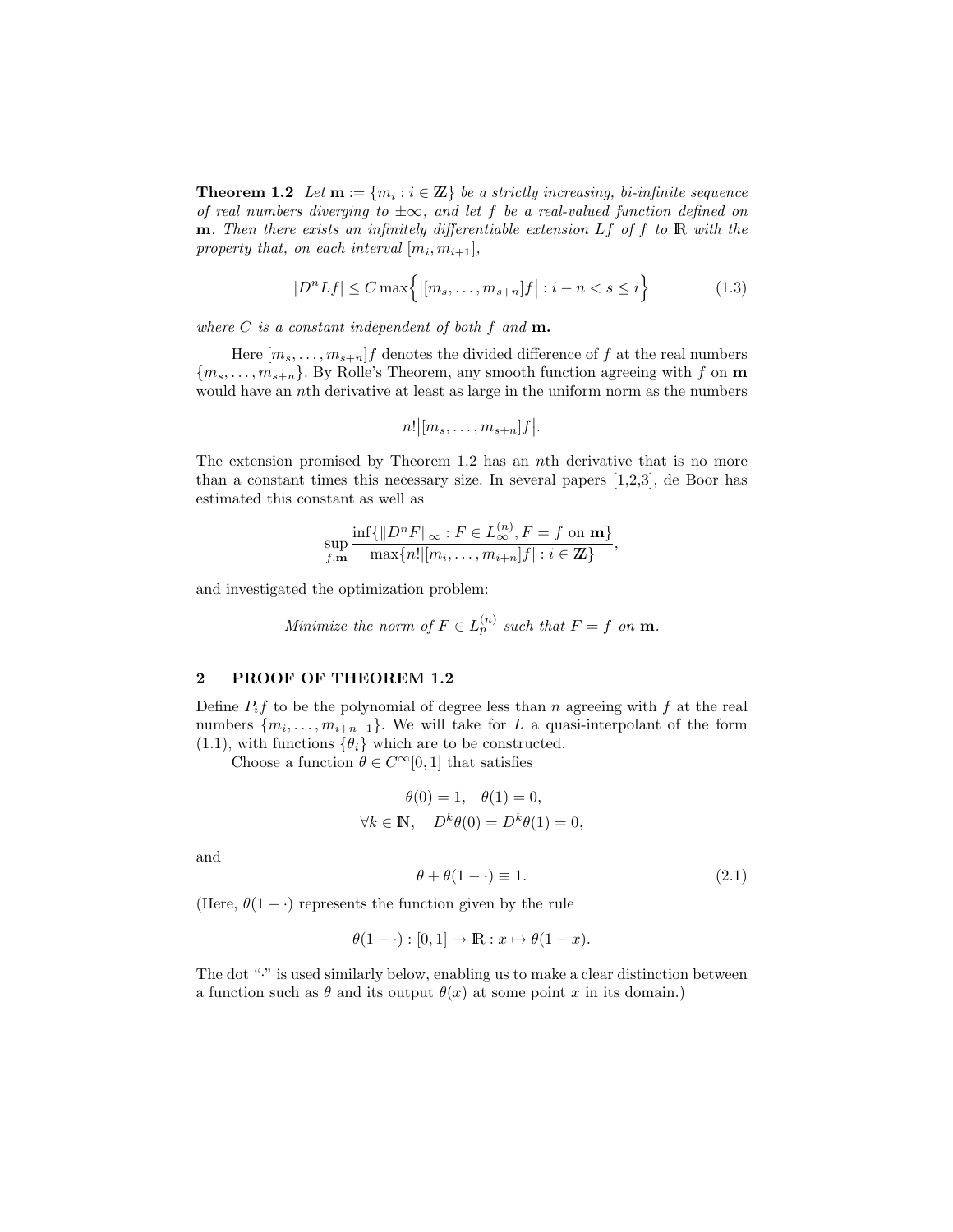**Theorem 1.2** *Let* $\mathbf{m} := \{m_i : i \in \mathbb{Z}\}$ *be a strictly increasing, bi-infinite sequence of real numbers diverging to* $\pm\infty$*, and let* $f$ *be a real-valued function defined on* $\mathbf{m}$*. Then there exists an infinitely differentiable extension* $Lf$ *of* $f$ *to* $\mathbb{R}$ *with the property that, on each interval* $[m_i, m_{i+1}]$*,*

$$|D^n Lf| \leq C \max\Big\{ \big|[m_s, \ldots, m_{s+n}]f\big| : i - n < s \leq i \Big\} \tag{1.3}$$

*where* $C$ *is a constant independent of both* $f$ *and* $\mathbf{m}$*.*

Here $[m_s, \ldots, m_{s+n}]f$ denotes the divided difference of $f$ at the real numbers $\{m_s, \ldots, m_{s+n}\}$. By Rolle's Theorem, any smooth function agreeing with $f$ on $\mathbf{m}$ would have an $n$th derivative at least as large in the uniform norm as the numbers

$$n!\big|[m_s, \ldots, m_{s+n}]f\big|.$$

The extension promised by Theorem 1.2 has an $n$th derivative that is no more than a constant times this necessary size. In several papers [1,2,3], de Boor has estimated this constant as well as

$$\sup_{f,\mathbf{m}} \frac{\inf\{\|D^n F\|_\infty : F \in L_\infty^{(n)}, F = f \text{ on } \mathbf{m}\}}{\max\{n!|[m_i, \ldots, m_{i+n}]f| : i \in \mathbb{Z}\}},$$

and investigated the optimization problem:

*Minimize the norm of* $F \in L_p^{(n)}$ *such that* $F = f$ *on* $\mathbf{m}$*.*

## 2 PROOF OF THEOREM 1.2

Define $P_i f$ to be the polynomial of degree less than $n$ agreeing with $f$ at the real numbers $\{m_i, \ldots, m_{i+n-1}\}$. We will take for $L$ a quasi-interpolant of the form (1.1), with functions $\{\theta_i\}$ which are to be constructed.

Choose a function $\theta \in C^\infty[0,1]$ that satisfies

$$\theta(0) = 1, \quad \theta(1) = 0,$$
$$\forall k \in \mathbb{N}, \quad D^k\theta(0) = D^k\theta(1) = 0,$$

and

$$\theta + \theta(1 - \cdot) \equiv 1. \tag{2.1}$$

(Here, $\theta(1 - \cdot)$ represents the function given by the rule

$$\theta(1 - \cdot) : [0,1] \to \mathbb{R} : x \mapsto \theta(1 - x).$$

The dot "$\cdot$" is used similarly below, enabling us to make a clear distinction between a function such as $\theta$ and its output $\theta(x)$ at some point $x$ in its domain.)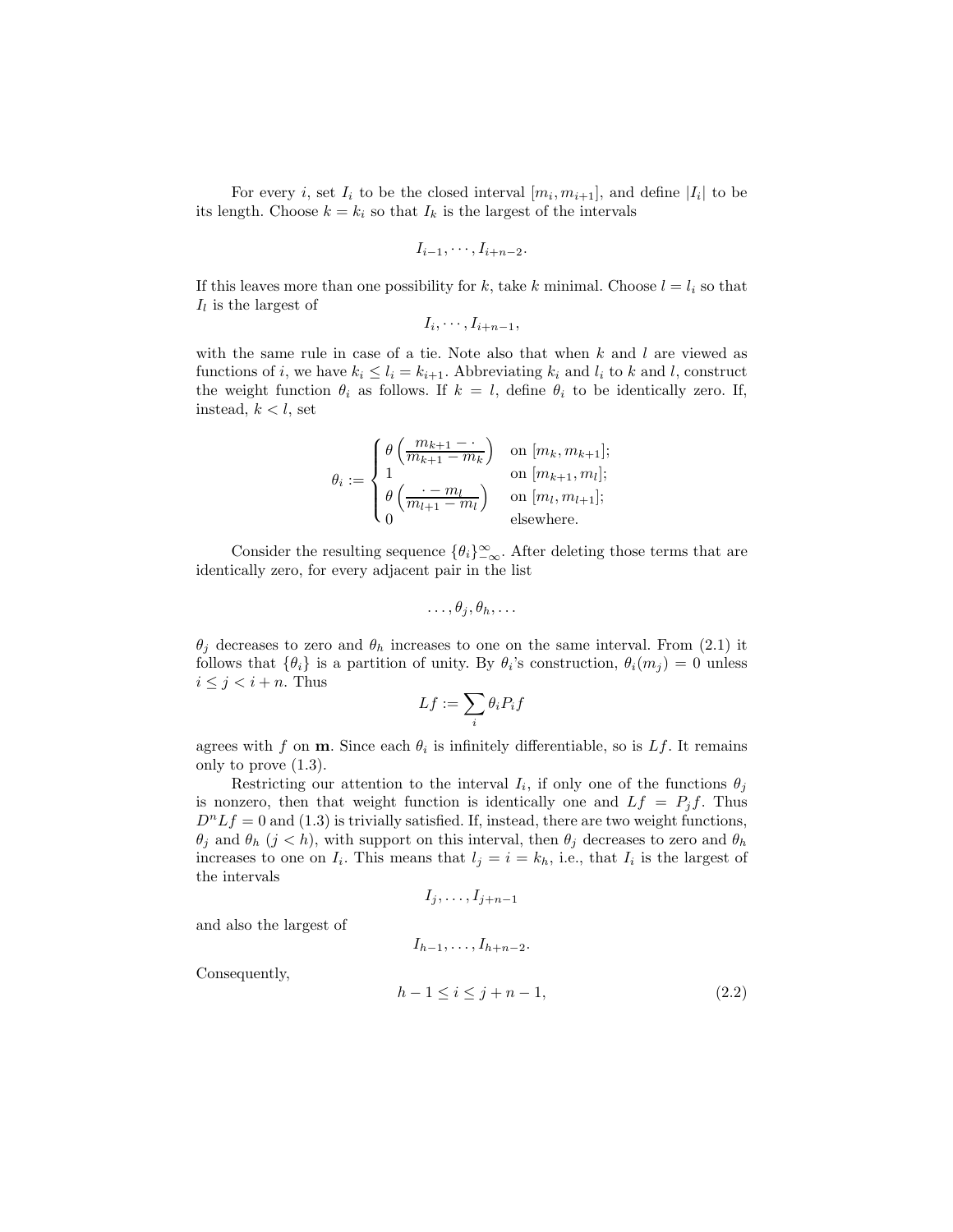For every $i$, set $I_i$ to be the closed interval $[m_i, m_{i+1}]$, and define $|I_i|$ to be its length. Choose $k = k_i$ so that $I_k$ is the largest of the intervals

$$I_{i-1}, \cdots, I_{i+n-2}.$$

If this leaves more than one possibility for $k$, take $k$ minimal. Choose $l = l_i$ so that $I_l$ is the largest of

$$I_i, \cdots, I_{i+n-1},$$

with the same rule in case of a tie. Note also that when $k$ and $l$ are viewed as functions of $i$, we have $k_i \leq l_i = k_{i+1}$. Abbreviating $k_i$ and $l_i$ to $k$ and $l$, construct the weight function $\theta_i$ as follows. If $k = l$, define $\theta_i$ to be identically zero. If, instead, $k < l$, set

$$\theta_i := \begin{cases} \theta\left(\dfrac{m_{k+1} - \cdot}{m_{k+1} - m_k}\right) & \text{on } [m_k, m_{k+1}]; \\ 1 & \text{on } [m_{k+1}, m_l]; \\ \theta\left(\dfrac{\cdot - m_l}{m_{l+1} - m_l}\right) & \text{on } [m_l, m_{l+1}]; \\ 0 & \text{elsewhere.} \end{cases}$$

Consider the resulting sequence $\{\theta_i\}_{-\infty}^{\infty}$. After deleting those terms that are identically zero, for every adjacent pair in the list

$$\ldots, \theta_j, \theta_h, \ldots$$

$\theta_j$ decreases to zero and $\theta_h$ increases to one on the same interval. From (2.1) it follows that $\{\theta_i\}$ is a partition of unity. By $\theta_i$'s construction, $\theta_i(m_j) = 0$ unless $i \leq j < i + n$. Thus

$$Lf := \sum_i \theta_i P_i f$$

agrees with $f$ on $\mathbf{m}$. Since each $\theta_i$ is infinitely differentiable, so is $Lf$. It remains only to prove (1.3).

Restricting our attention to the interval $I_i$, if only one of the functions $\theta_j$ is nonzero, then that weight function is identically one and $Lf = P_j f$. Thus $D^n Lf = 0$ and (1.3) is trivially satisfied. If, instead, there are two weight functions, $\theta_j$ and $\theta_h$ ($j < h$), with support on this interval, then $\theta_j$ decreases to zero and $\theta_h$ increases to one on $I_i$. This means that $l_j = i = k_h$, i.e., that $I_i$ is the largest of the intervals

$$I_j, \ldots, I_{j+n-1}$$

and also the largest of

$$I_{h-1}, \ldots, I_{h+n-2}.$$

Consequently,

$$h - 1 \leq i \leq j + n - 1, \tag{2.2}$$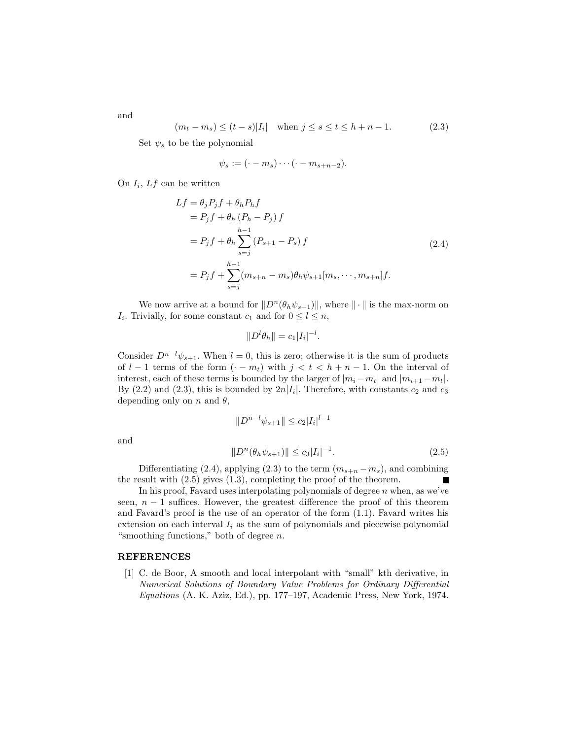and

$$(m_t - m_s) \leq (t-s)|I_i| \quad \text{when } j \leq s \leq t \leq h+n-1. \tag{2.3}$$

Set $\psi_s$ to be the polynomial

$$\psi_s := (\cdot - m_s)\cdots(\cdot - m_{s+n-2}).$$

On $I_i$, $Lf$ can be written

$$\begin{aligned}
Lf &= \theta_j P_j f + \theta_h P_h f \\
&= P_j f + \theta_h \left(P_h - P_j\right) f \\
&= P_j f + \theta_h \sum_{s=j}^{h-1} \left(P_{s+1} - P_s\right) f \\
&= P_j f + \sum_{s=j}^{h-1} (m_{s+n} - m_s)\theta_h \psi_{s+1}[m_s, \cdots, m_{s+n}] f.
\end{aligned} \tag{2.4}$$

We now arrive at a bound for $\|D^n(\theta_h \psi_{s+1})\|$, where $\|\cdot\|$ is the max-norm on $I_i$. Trivially, for some constant $c_1$ and for $0 \leq l \leq n$,

$$\|D^l \theta_h\| = c_1 |I_i|^{-l}.$$

Consider $D^{n-l}\psi_{s+1}$. When $l = 0$, this is zero; otherwise it is the sum of products of $l-1$ terms of the form $(\cdot - m_t)$ with $j < t < h+n-1$. On the interval of interest, each of these terms is bounded by the larger of $|m_i - m_t|$ and $|m_{i+1} - m_t|$. By (2.2) and (2.3), this is bounded by $2n|I_i|$. Therefore, with constants $c_2$ and $c_3$ depending only on $n$ and $\theta$,

$$\|D^{n-l}\psi_{s+1}\| \leq c_2 |I_i|^{l-1}$$

and

$$\|D^n(\theta_h \psi_{s+1})\| \leq c_3 |I_i|^{-1}. \tag{2.5}$$

Differentiating (2.4), applying (2.3) to the term $(m_{s+n} - m_s)$, and combining the result with (2.5) gives (1.3), completing the proof of the theorem. ∎

In his proof, Favard uses interpolating polynomials of degree $n$ when, as we've seen, $n-1$ suffices. However, the greatest difference the proof of this theorem and Favard's proof is the use of an operator of the form (1.1). Favard writes his extension on each interval $I_i$ as the sum of polynomials and piecewise polynomial "smoothing functions," both of degree $n$.

## REFERENCES

[1] C. de Boor, A smooth and local interpolant with "small" kth derivative, in *Numerical Solutions of Boundary Value Problems for Ordinary Differential Equations* (A. K. Aziz, Ed.), pp. 177–197, Academic Press, New York, 1974.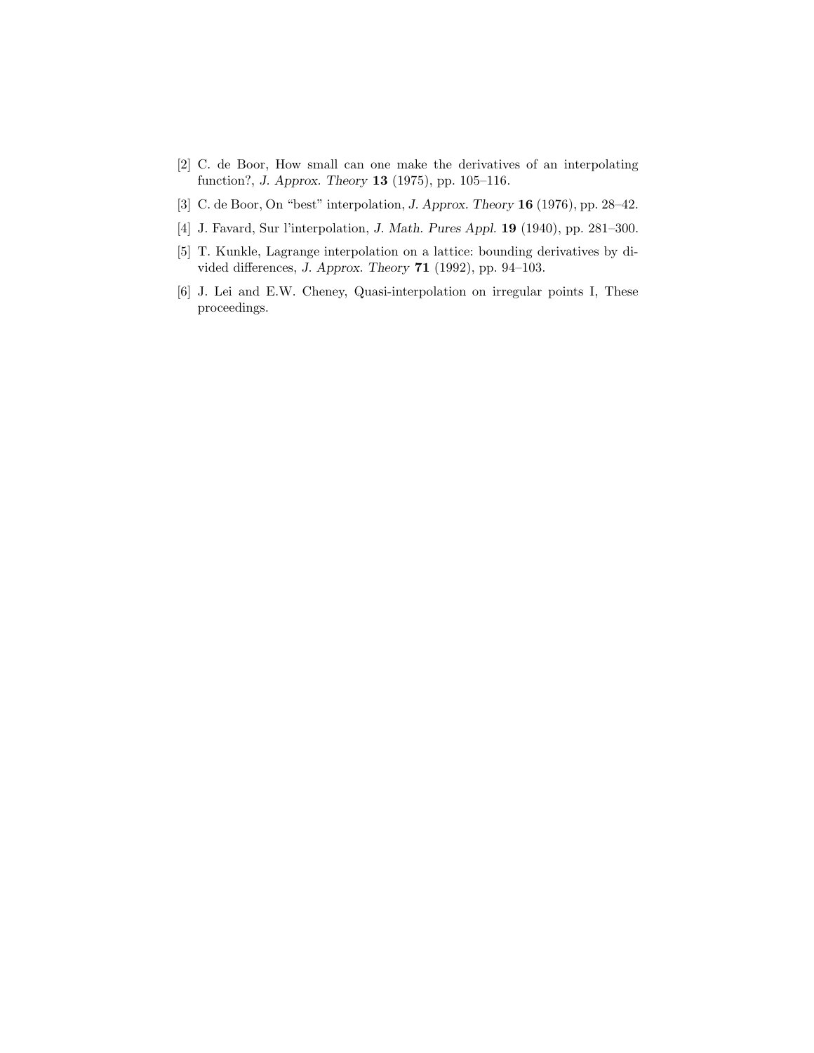[2] C. de Boor, How small can one make the derivatives of an interpolating function?, *J. Approx. Theory* **13** (1975), pp. 105–116.

[3] C. de Boor, On "best" interpolation, *J. Approx. Theory* **16** (1976), pp. 28–42.

[4] J. Favard, Sur l'interpolation, *J. Math. Pures Appl.* **19** (1940), pp. 281–300.

[5] T. Kunkle, Lagrange interpolation on a lattice: bounding derivatives by divided differences, *J. Approx. Theory* **71** (1992), pp. 94–103.

[6] J. Lei and E.W. Cheney, Quasi-interpolation on irregular points I, These proceedings.